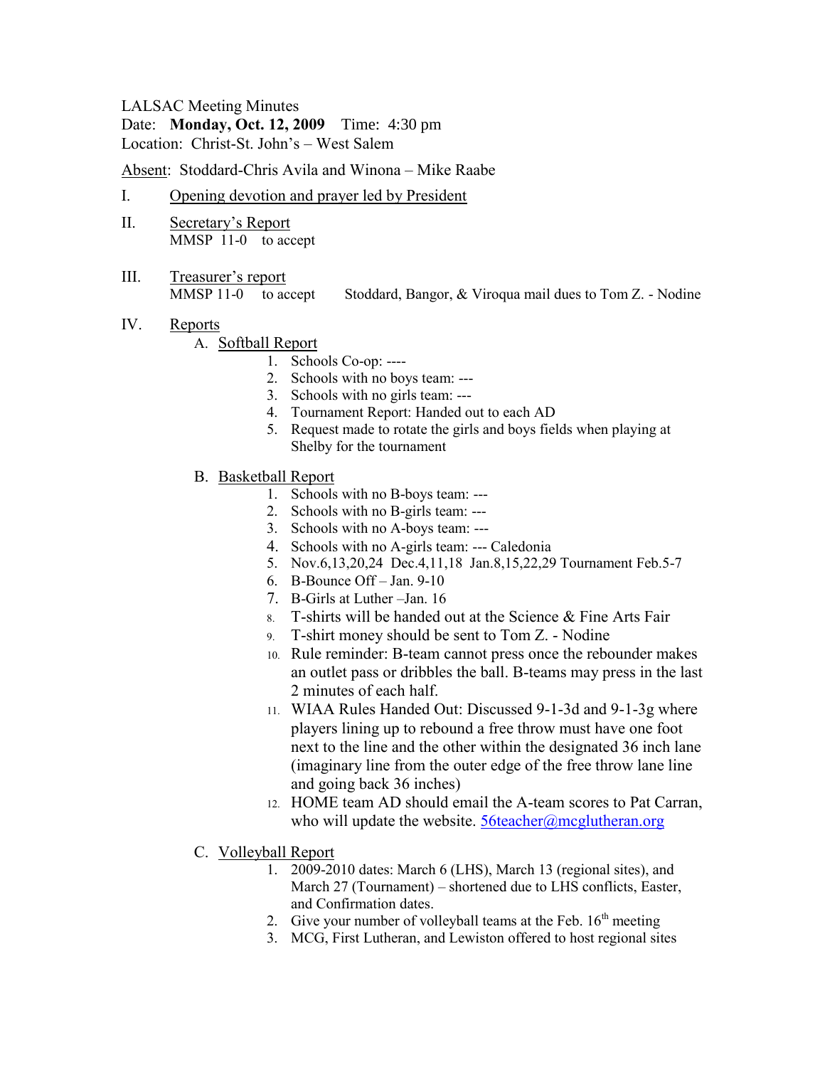LALSAC Meeting Minutes
Date: **Monday, Oct. 12, 2009** Time: 4:30 pm
Location: Christ-St. John's – West Salem

Absent: Stoddard-Chris Avila and Winona – Mike Raabe

I. Opening devotion and prayer led by President

II. Secretary's Report
MMSP 11-0 to accept

III. Treasurer's report
MMSP 11-0 to accept Stoddard, Bangor, & Viroqua mail dues to Tom Z. - Nodine

IV. Reports

A. Softball Report
1. Schools Co-op: ----
2. Schools with no boys team: ---
3. Schools with no girls team: ---
4. Tournament Report: Handed out to each AD
5. Request made to rotate the girls and boys fields when playing at Shelby for the tournament

B. Basketball Report
1. Schools with no B-boys team: ---
2. Schools with no B-girls team: ---
3. Schools with no A-boys team: ---
4. Schools with no A-girls team: --- Caledonia
5. Nov.6,13,20,24 Dec.4,11,18 Jan.8,15,22,29 Tournament Feb.5-7
6. B-Bounce Off – Jan. 9-10
7. B-Girls at Luther –Jan. 16
8. T-shirts will be handed out at the Science & Fine Arts Fair
9. T-shirt money should be sent to Tom Z. - Nodine
10. Rule reminder: B-team cannot press once the rebounder makes an outlet pass or dribbles the ball. B-teams may press in the last 2 minutes of each half.
11. WIAA Rules Handed Out: Discussed 9-1-3d and 9-1-3g where players lining up to rebound a free throw must have one foot next to the line and the other within the designated 36 inch lane (imaginary line from the outer edge of the free throw lane line and going back 36 inches)
12. HOME team AD should email the A-team scores to Pat Carran, who will update the website. 56teacher@mcglutheran.org

C. Volleyball Report
1. 2009-2010 dates: March 6 (LHS), March 13 (regional sites), and March 27 (Tournament) – shortened due to LHS conflicts, Easter, and Confirmation dates.
2. Give your number of volleyball teams at the Feb. 16th meeting
3. MCG, First Lutheran, and Lewiston offered to host regional sites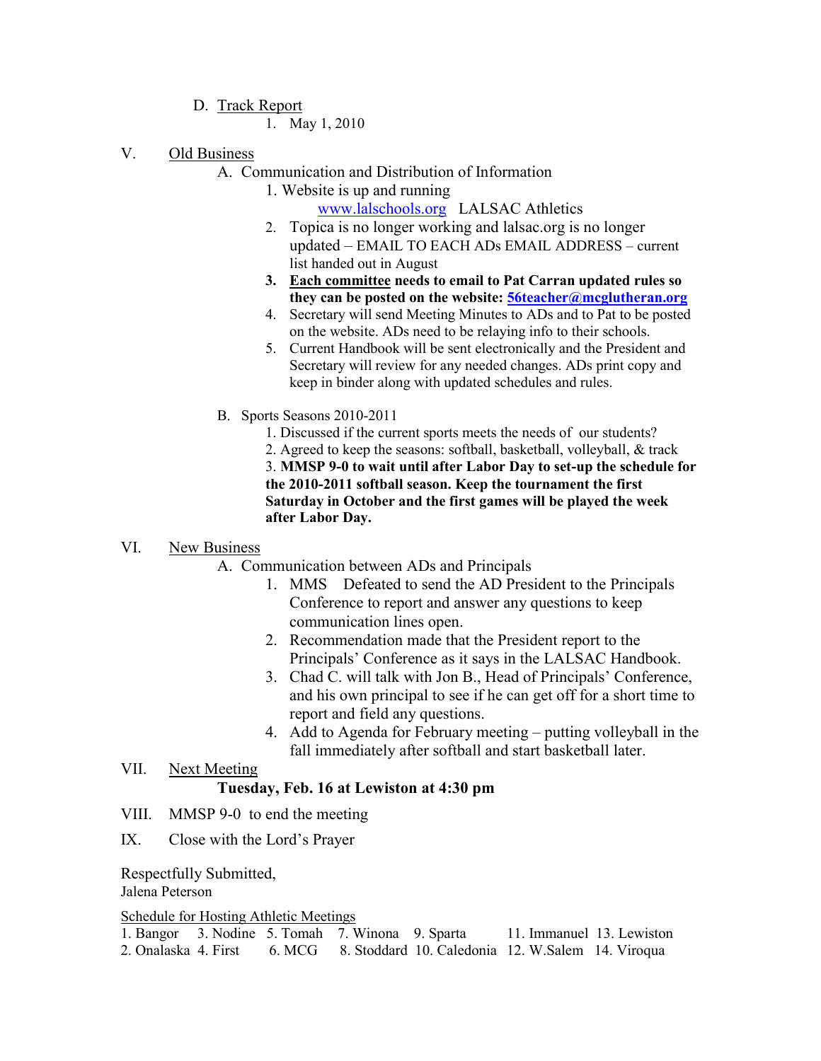D. Track Report
   1. May 1, 2010

V. Old Business

   A. Communication and Distribution of Information
      1. Website is up and running
         www.lalschools.org LALSAC Athletics
      2. Topica is no longer working and lalsac.org is no longer updated – EMAIL TO EACH ADs EMAIL ADDRESS – current list handed out in August
      3. **Each committee needs to email to Pat Carran updated rules so they can be posted on the website: 56teacher@mcglutheran.org**
      4. Secretary will send Meeting Minutes to ADs and to Pat to be posted on the website. ADs need to be relaying info to their schools.
      5. Current Handbook will be sent electronically and the President and Secretary will review for any needed changes. ADs print copy and keep in binder along with updated schedules and rules.

   B. Sports Seasons 2010-2011
      1. Discussed if the current sports meets the needs of our students?
      2. Agreed to keep the seasons: softball, basketball, volleyball, & track
      3. **MMSP 9-0 to wait until after Labor Day to set-up the schedule for the 2010-2011 softball season. Keep the tournament the first Saturday in October and the first games will be played the week after Labor Day.**

VI. New Business

   A. Communication between ADs and Principals
      1. MMS Defeated to send the AD President to the Principals Conference to report and answer any questions to keep communication lines open.
      2. Recommendation made that the President report to the Principals' Conference as it says in the LALSAC Handbook.
      3. Chad C. will talk with Jon B., Head of Principals' Conference, and his own principal to see if he can get off for a short time to report and field any questions.
      4. Add to Agenda for February meeting – putting volleyball in the fall immediately after softball and start basketball later.

VII. Next Meeting

   **Tuesday, Feb. 16 at Lewiston at 4:30 pm**

VIII. MMSP 9-0 to end the meeting

IX. Close with the Lord's Prayer

Respectfully Submitted,
Jalena Peterson

Schedule for Hosting Athletic Meetings

| | | | | | | |
|---|---|---|---|---|---|---|
| 1. Bangor | 3. Nodine | 5. Tomah | 7. Winona | 9. Sparta | 11. Immanuel | 13. Lewiston |
| 2. Onalaska | 4. First | 6. MCG | 8. Stoddard | 10. Caledonia | 12. W.Salem | 14. Viroqua |